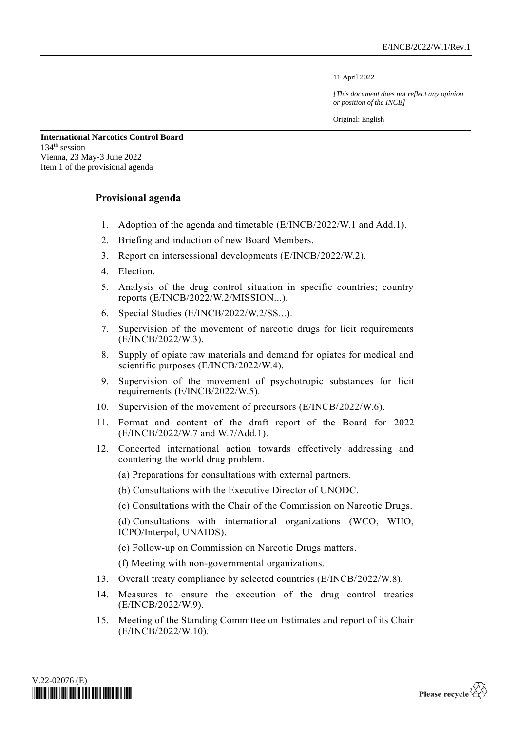E/INCB/2022/W.1/Rev.1

11 April 2022

*[This document does not reflect any opinion or position of the INCB]*

Original: English

**International Narcotics Control Board**
134th session
Vienna, 23 May-3 June 2022
Item 1 of the provisional agenda

## Provisional agenda

1. Adoption of the agenda and timetable (E/INCB/2022/W.1 and Add.1).
2. Briefing and induction of new Board Members.
3. Report on intersessional developments (E/INCB/2022/W.2).
4. Election.
5. Analysis of the drug control situation in specific countries; country reports (E/INCB/2022/W.2/MISSION...).
6. Special Studies (E/INCB/2022/W.2/SS...).
7. Supervision of the movement of narcotic drugs for licit requirements (E/INCB/2022/W.3).
8. Supply of opiate raw materials and demand for opiates for medical and scientific purposes (E/INCB/2022/W.4).
9. Supervision of the movement of psychotropic substances for licit requirements (E/INCB/2022/W.5).
10. Supervision of the movement of precursors (E/INCB/2022/W.6).
11. Format and content of the draft report of the Board for 2022 (E/INCB/2022/W.7 and W.7/Add.1).
12. Concerted international action towards effectively addressing and countering the world drug problem.

    (a) Preparations for consultations with external partners.

    (b) Consultations with the Executive Director of UNODC.

    (c) Consultations with the Chair of the Commission on Narcotic Drugs.

    (d) Consultations with international organizations (WCO, WHO, ICPO/Interpol, UNAIDS).

    (e) Follow-up on Commission on Narcotic Drugs matters.

    (f) Meeting with non-governmental organizations.

13. Overall treaty compliance by selected countries (E/INCB/2022/W.8).
14. Measures to ensure the execution of the drug control treaties (E/INCB/2022/W.9).
15. Meeting of the Standing Committee on Estimates and report of its Chair (E/INCB/2022/W.10).

V.22-02076 (E)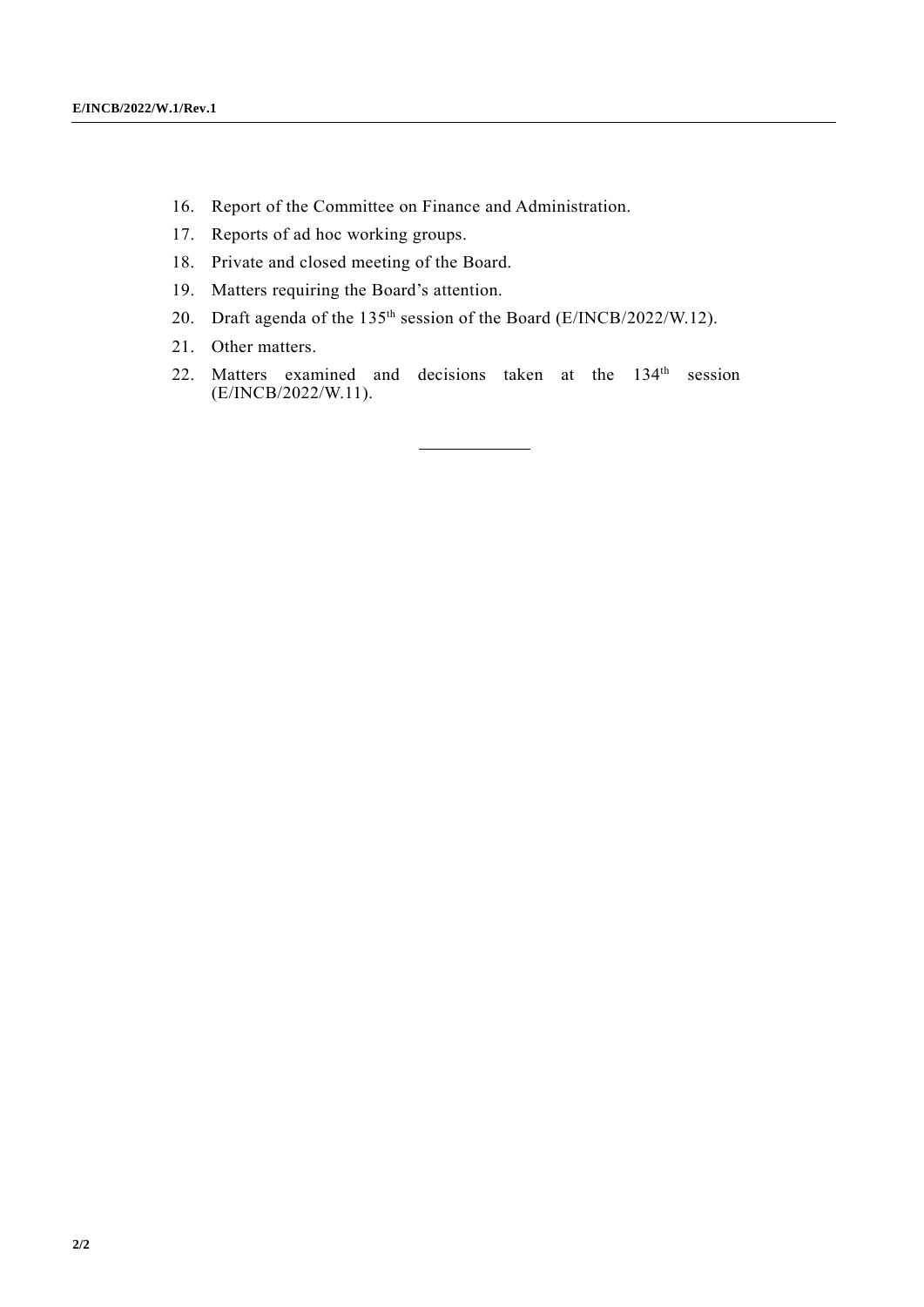16. Report of the Committee on Finance and Administration.
17. Reports of ad hoc working groups.
18. Private and closed meeting of the Board.
19. Matters requiring the Board's attention.
20. Draft agenda of the 135th session of the Board (E/INCB/2022/W.12).
21. Other matters.
22. Matters examined and decisions taken at the 134th session (E/INCB/2022/W.11).